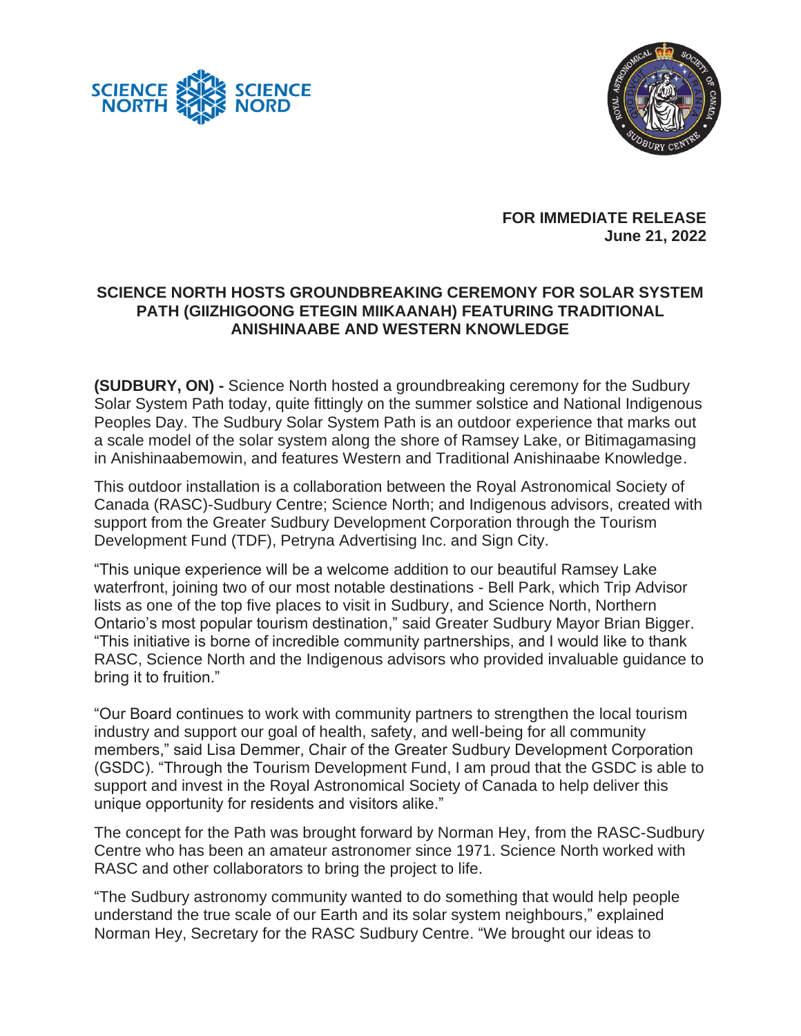**FOR IMMEDIATE RELEASE**
**June 21, 2022**

# SCIENCE NORTH HOSTS GROUNDBREAKING CEREMONY FOR SOLAR SYSTEM PATH (GIIZHIGOONG ETEGIN MIIKAANAH) FEATURING TRADITIONAL ANISHINAABE AND WESTERN KNOWLEDGE

**(SUDBURY, ON) -** Science North hosted a groundbreaking ceremony for the Sudbury Solar System Path today, quite fittingly on the summer solstice and National Indigenous Peoples Day. The Sudbury Solar System Path is an outdoor experience that marks out a scale model of the solar system along the shore of Ramsey Lake, or Bitimagamasing in Anishinaabemowin, and features Western and Traditional Anishinaabe Knowledge.

This outdoor installation is a collaboration between the Royal Astronomical Society of Canada (RASC)-Sudbury Centre; Science North; and Indigenous advisors, created with support from the Greater Sudbury Development Corporation through the Tourism Development Fund (TDF), Petryna Advertising Inc. and Sign City.

"This unique experience will be a welcome addition to our beautiful Ramsey Lake waterfront, joining two of our most notable destinations - Bell Park, which Trip Advisor lists as one of the top five places to visit in Sudbury, and Science North, Northern Ontario's most popular tourism destination," said Greater Sudbury Mayor Brian Bigger. "This initiative is borne of incredible community partnerships, and I would like to thank RASC, Science North and the Indigenous advisors who provided invaluable guidance to bring it to fruition."

"Our Board continues to work with community partners to strengthen the local tourism industry and support our goal of health, safety, and well-being for all community members," said Lisa Demmer, Chair of the Greater Sudbury Development Corporation (GSDC). "Through the Tourism Development Fund, I am proud that the GSDC is able to support and invest in the Royal Astronomical Society of Canada to help deliver this unique opportunity for residents and visitors alike."

The concept for the Path was brought forward by Norman Hey, from the RASC-Sudbury Centre who has been an amateur astronomer since 1971. Science North worked with RASC and other collaborators to bring the project to life.

"The Sudbury astronomy community wanted to do something that would help people understand the true scale of our Earth and its solar system neighbours," explained Norman Hey, Secretary for the RASC Sudbury Centre. "We brought our ideas to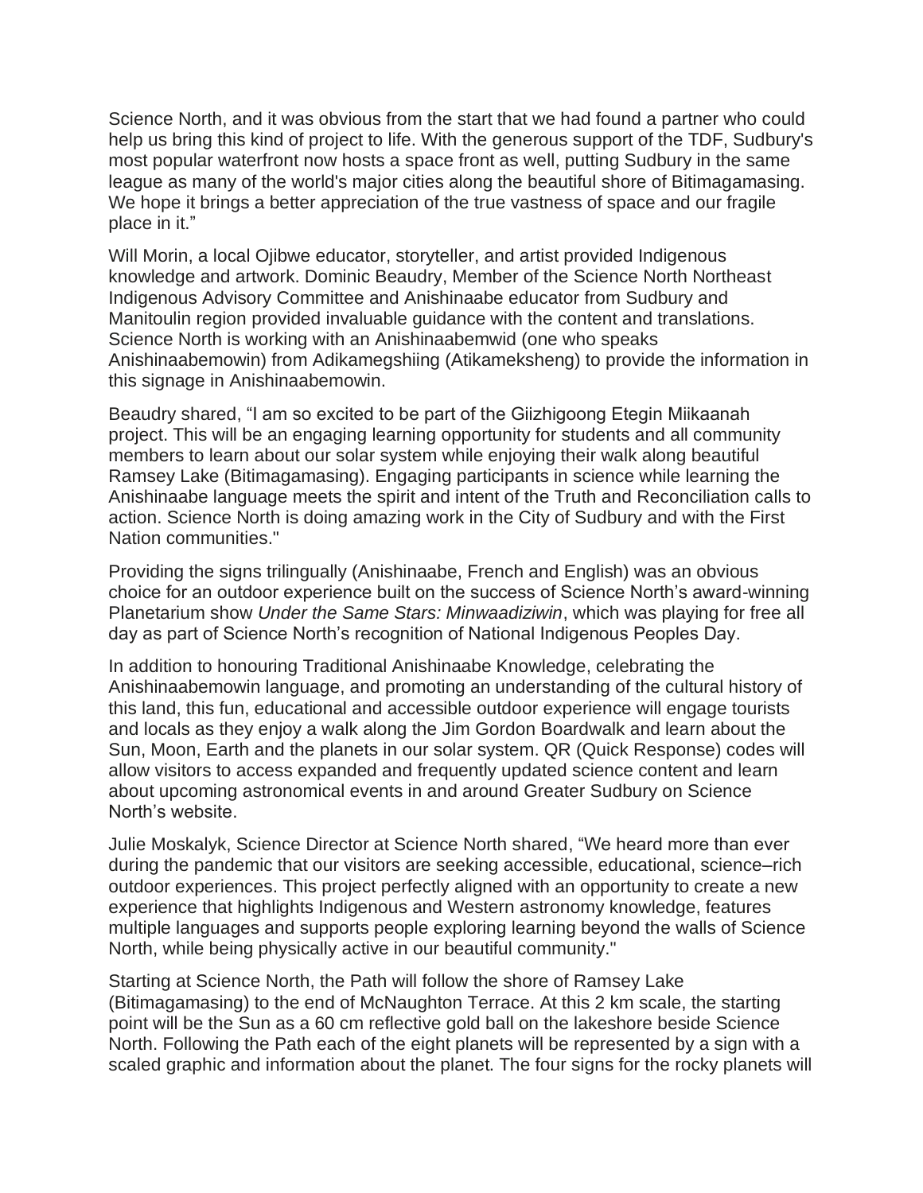Science North, and it was obvious from the start that we had found a partner who could help us bring this kind of project to life. With the generous support of the TDF, Sudbury's most popular waterfront now hosts a space front as well, putting Sudbury in the same league as many of the world's major cities along the beautiful shore of Bitimagamasing. We hope it brings a better appreciation of the true vastness of space and our fragile place in it."

Will Morin, a local Ojibwe educator, storyteller, and artist provided Indigenous knowledge and artwork. Dominic Beaudry, Member of the Science North Northeast Indigenous Advisory Committee and Anishinaabe educator from Sudbury and Manitoulin region provided invaluable guidance with the content and translations. Science North is working with an Anishinaabemwid (one who speaks Anishinaabemowin) from Adikamegshiing (Atikameksheng) to provide the information in this signage in Anishinaabemowin.

Beaudry shared, "I am so excited to be part of the Giizhigoong Etegin Miikaanah project. This will be an engaging learning opportunity for students and all community members to learn about our solar system while enjoying their walk along beautiful Ramsey Lake (Bitimagamasing). Engaging participants in science while learning the Anishinaabe language meets the spirit and intent of the Truth and Reconciliation calls to action. Science North is doing amazing work in the City of Sudbury and with the First Nation communities."

Providing the signs trilingually (Anishinaabe, French and English) was an obvious choice for an outdoor experience built on the success of Science North's award-winning Planetarium show *Under the Same Stars: Minwaadiziwin*, which was playing for free all day as part of Science North's recognition of National Indigenous Peoples Day.

In addition to honouring Traditional Anishinaabe Knowledge, celebrating the Anishinaabemowin language, and promoting an understanding of the cultural history of this land, this fun, educational and accessible outdoor experience will engage tourists and locals as they enjoy a walk along the Jim Gordon Boardwalk and learn about the Sun, Moon, Earth and the planets in our solar system. QR (Quick Response) codes will allow visitors to access expanded and frequently updated science content and learn about upcoming astronomical events in and around Greater Sudbury on Science North's website.

Julie Moskalyk, Science Director at Science North shared, "We heard more than ever during the pandemic that our visitors are seeking accessible, educational, science–rich outdoor experiences. This project perfectly aligned with an opportunity to create a new experience that highlights Indigenous and Western astronomy knowledge, features multiple languages and supports people exploring learning beyond the walls of Science North, while being physically active in our beautiful community."

Starting at Science North, the Path will follow the shore of Ramsey Lake (Bitimagamasing) to the end of McNaughton Terrace. At this 2 km scale, the starting point will be the Sun as a 60 cm reflective gold ball on the lakeshore beside Science North. Following the Path each of the eight planets will be represented by a sign with a scaled graphic and information about the planet. The four signs for the rocky planets will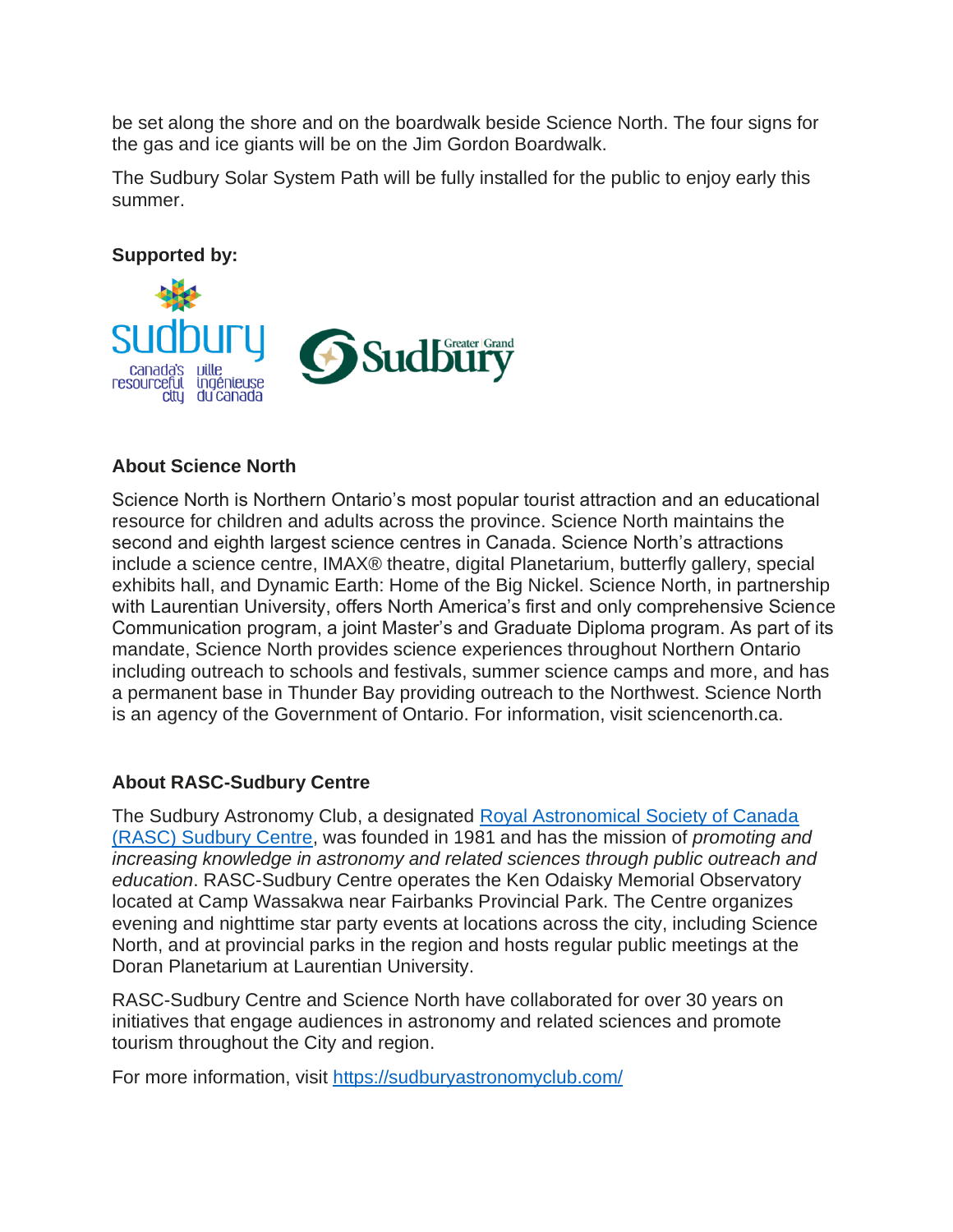be set along the shore and on the boardwalk beside Science North. The four signs for the gas and ice giants will be on the Jim Gordon Boardwalk.

The Sudbury Solar System Path will be fully installed for the public to enjoy early this summer.

**Supported by:**

**About Science North**

Science North is Northern Ontario's most popular tourist attraction and an educational resource for children and adults across the province. Science North maintains the second and eighth largest science centres in Canada. Science North's attractions include a science centre, IMAX® theatre, digital Planetarium, butterfly gallery, special exhibits hall, and Dynamic Earth: Home of the Big Nickel. Science North, in partnership with Laurentian University, offers North America's first and only comprehensive Science Communication program, a joint Master's and Graduate Diploma program. As part of its mandate, Science North provides science experiences throughout Northern Ontario including outreach to schools and festivals, summer science camps and more, and has a permanent base in Thunder Bay providing outreach to the Northwest. Science North is an agency of the Government of Ontario. For information, visit sciencenorth.ca.

**About RASC-Sudbury Centre**

The Sudbury Astronomy Club, a designated [Royal Astronomical Society of Canada (RASC) Sudbury Centre](), was founded in 1981 and has the mission of *promoting and increasing knowledge in astronomy and related sciences through public outreach and education*. RASC-Sudbury Centre operates the Ken Odaisky Memorial Observatory located at Camp Wassakwa near Fairbanks Provincial Park. The Centre organizes evening and nighttime star party events at locations across the city, including Science North, and at provincial parks in the region and hosts regular public meetings at the Doran Planetarium at Laurentian University.

RASC-Sudbury Centre and Science North have collaborated for over 30 years on initiatives that engage audiences in astronomy and related sciences and promote tourism throughout the City and region.

For more information, visit https://sudburyastronomyclub.com/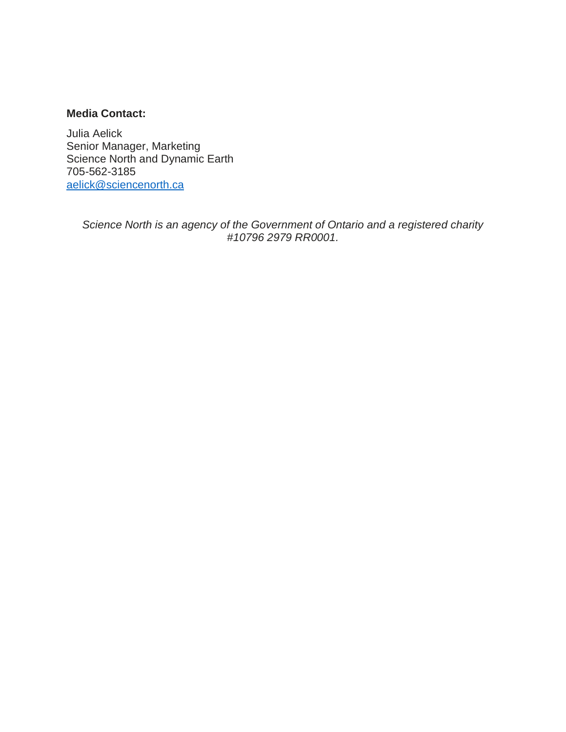**Media Contact:**

Julia Aelick
Senior Manager, Marketing
Science North and Dynamic Earth
705-562-3185
aelick@sciencenorth.ca

*Science North is an agency of the Government of Ontario and a registered charity #10796 2979 RR0001.*